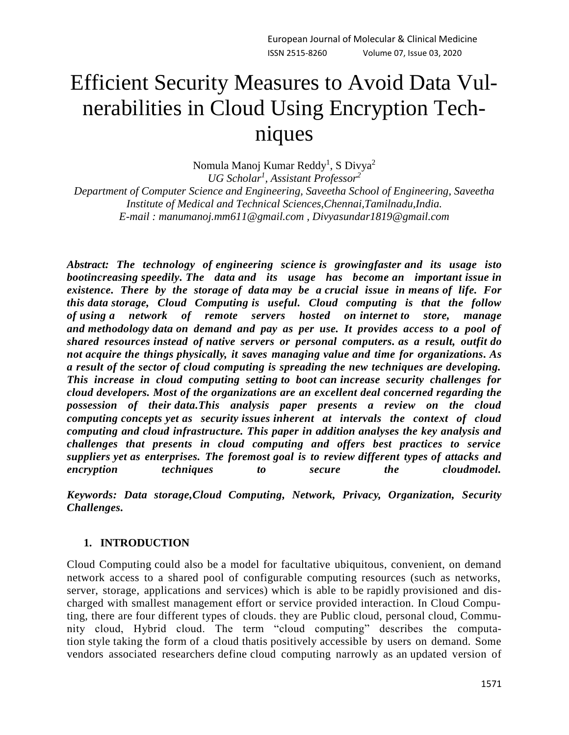# Efficient Security Measures to Avoid Data Vulnerabilities in Cloud Using Encryption Techniques

Nomula Manoj Kumar Reddy[1], S Divya[2]

*UG Scholar[1], Assistant Professor[2]*

*Department of Computer Science and Engineering, Saveetha School of Engineering, Saveetha Institute of Medical and Technical Sciences,Chennai,Tamilnadu,India.*

*E-mail : manumanoj.mm611@gmail.com , Divyasundar1819@gmail.com*

***Abstract: The technology of engineering science is growingfaster and its usage isto bootincreasing speedily. The data and its usage has become an important issue in existence. There by the storage of data may be a crucial issue in means of life. For this data storage, Cloud Computing is useful. Cloud computing is that the follow of using a network of remote servers hosted on internet to store, manage and methodology data on demand and pay as per use. It provides access to a pool of shared resources instead of native servers or personal computers. as a result, outfit do not acquire the things physically, it saves managing value and time for organizations. As a result of the sector of cloud computing is spreading the new techniques are developing. This increase in cloud computing setting to boot can increase security challenges for cloud developers. Most of the organizations are an excellent deal concerned regarding the possession of their data.This analysis paper presents a review on the cloud computing concepts yet as security issues inherent at intervals the context of cloud computing and cloud infrastructure. This paper in addition analyses the key analysis and challenges that presents in cloud computing and offers best practices to service suppliers yet as enterprises. The foremost goal is to review different types of attacks and encryption techniques to secure the cloudmodel.***

***Keywords: Data storage,Cloud Computing, Network, Privacy, Organization, Security Challenges.***

## 1. INTRODUCTION

Cloud Computing could also be a model for facultative ubiquitous, convenient, on demand network access to a shared pool of configurable computing resources (such as networks, server, storage, applications and services) which is able to be rapidly provisioned and discharged with smallest management effort or service provided interaction. In Cloud Computing, there are four different types of clouds. they are Public cloud, personal cloud, Community cloud, Hybrid cloud. The term "cloud computing" describes the computation style taking the form of a cloud thatis positively accessible by users on demand. Some vendors associated researchers define cloud computing narrowly as an updated version of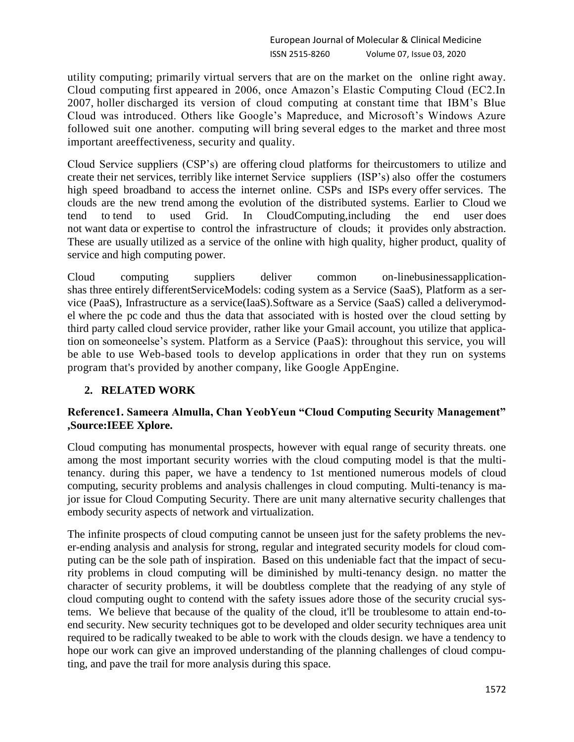utility computing; primarily virtual servers that are on the market on the online right away. Cloud computing first appeared in 2006, once Amazon's Elastic Computing Cloud (EC2.In 2007, holler discharged its version of cloud computing at constant time that IBM's Blue Cloud was introduced. Others like Google's Mapreduce, and Microsoft's Windows Azure followed suit one another. computing will bring several edges to the market and three most important areeffectiveness, security and quality.

Cloud Service suppliers (CSP's) are offering cloud platforms for theircustomers to utilize and create their net services, terribly like internet Service suppliers (ISP's) also offer the costumers high speed broadband to access the internet online. CSPs and ISPs every offer services. The clouds are the new trend among the evolution of the distributed systems. Earlier to Cloud we tend to tend to used Grid. In CloudComputing,including the end user does not want data or expertise to control the infrastructure of clouds; it provides only abstraction. These are usually utilized as a service of the online with high quality, higher product, quality of service and high computing power.

Cloud computing suppliers deliver common on-linebusinessapplicationshas three entirely differentServiceModels: coding system as a Service (SaaS), Platform as a service (PaaS), Infrastructure as a service(IaaS).Software as a Service (SaaS) called a deliverymodel where the pc code and thus the data that associated with is hosted over the cloud setting by third party called cloud service provider, rather like your Gmail account, you utilize that application on someoneelse's system. Platform as a Service (PaaS): throughout this service, you will be able to use Web-based tools to develop applications in order that they run on systems program that's provided by another company, like Google AppEngine.

## 2. RELATED WORK

### Reference1. Sameera Almulla, Chan YeobYeun "Cloud Computing Security Management" ,Source:IEEE Xplore.

Cloud computing has monumental prospects, however with equal range of security threats. one among the most important security worries with the cloud computing model is that the multi-tenancy. during this paper, we have a tendency to 1st mentioned numerous models of cloud computing, security problems and analysis challenges in cloud computing. Multi-tenancy is major issue for Cloud Computing Security. There are unit many alternative security challenges that embody security aspects of network and virtualization.

The infinite prospects of cloud computing cannot be unseen just for the safety problems the never-ending analysis and analysis for strong, regular and integrated security models for cloud computing can be the sole path of inspiration. Based on this undeniable fact that the impact of security problems in cloud computing will be diminished by multi-tenancy design. no matter the character of security problems, it will be doubtless complete that the readying of any style of cloud computing ought to contend with the safety issues adore those of the security crucial systems. We believe that because of the quality of the cloud, it'll be troublesome to attain end-to-end security. New security techniques got to be developed and older security techniques area unit required to be radically tweaked to be able to work with the clouds design. we have a tendency to hope our work can give an improved understanding of the planning challenges of cloud computing, and pave the trail for more analysis during this space.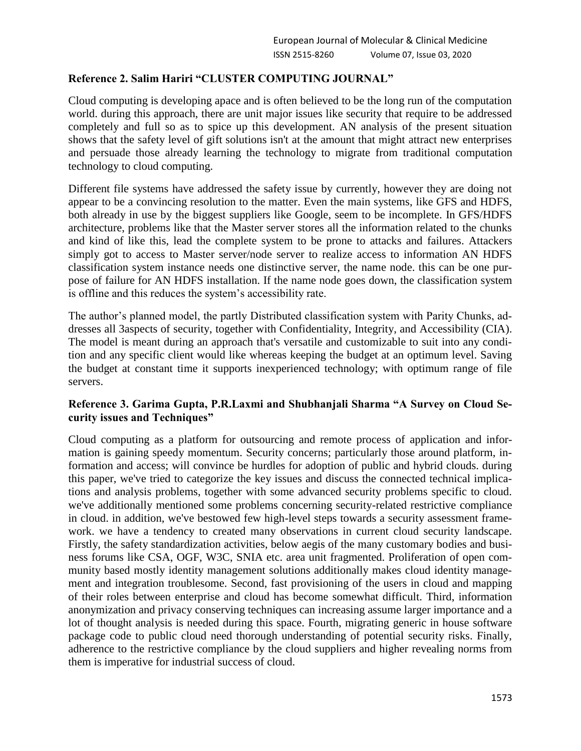### Reference 2. Salim Hariri "CLUSTER COMPUTING JOURNAL"

Cloud computing is developing apace and is often believed to be the long run of the computation world. during this approach, there are unit major issues like security that require to be addressed completely and full so as to spice up this development. AN analysis of the present situation shows that the safety level of gift solutions isn't at the amount that might attract new enterprises and persuade those already learning the technology to migrate from traditional computation technology to cloud computing.

Different file systems have addressed the safety issue by currently, however they are doing not appear to be a convincing resolution to the matter. Even the main systems, like GFS and HDFS, both already in use by the biggest suppliers like Google, seem to be incomplete. In GFS/HDFS architecture, problems like that the Master server stores all the information related to the chunks and kind of like this, lead the complete system to be prone to attacks and failures. Attackers simply got to access to Master server/node server to realize access to information AN HDFS classification system instance needs one distinctive server, the name node. this can be one purpose of failure for AN HDFS installation. If the name node goes down, the classification system is offline and this reduces the system's accessibility rate.

The author's planned model, the partly Distributed classification system with Parity Chunks, addresses all 3aspects of security, together with Confidentiality, Integrity, and Accessibility (CIA). The model is meant during an approach that's versatile and customizable to suit into any condition and any specific client would like whereas keeping the budget at an optimum level. Saving the budget at constant time it supports inexperienced technology; with optimum range of file servers.

### Reference 3. Garima Gupta, P.R.Laxmi and Shubhanjali Sharma "A Survey on Cloud Security issues and Techniques"

Cloud computing as a platform for outsourcing and remote process of application and information is gaining speedy momentum. Security concerns; particularly those around platform, information and access; will convince be hurdles for adoption of public and hybrid clouds. during this paper, we've tried to categorize the key issues and discuss the connected technical implications and analysis problems, together with some advanced security problems specific to cloud. we've additionally mentioned some problems concerning security-related restrictive compliance in cloud. in addition, we've bestowed few high-level steps towards a security assessment framework. we have a tendency to created many observations in current cloud security landscape. Firstly, the safety standardization activities, below aegis of the many customary bodies and business forums like CSA, OGF, W3C, SNIA etc. area unit fragmented. Proliferation of open community based mostly identity management solutions additionally makes cloud identity management and integration troublesome. Second, fast provisioning of the users in cloud and mapping of their roles between enterprise and cloud has become somewhat difficult. Third, information anonymization and privacy conserving techniques can increasing assume larger importance and a lot of thought analysis is needed during this space. Fourth, migrating generic in house software package code to public cloud need thorough understanding of potential security risks. Finally, adherence to the restrictive compliance by the cloud suppliers and higher revealing norms from them is imperative for industrial success of cloud.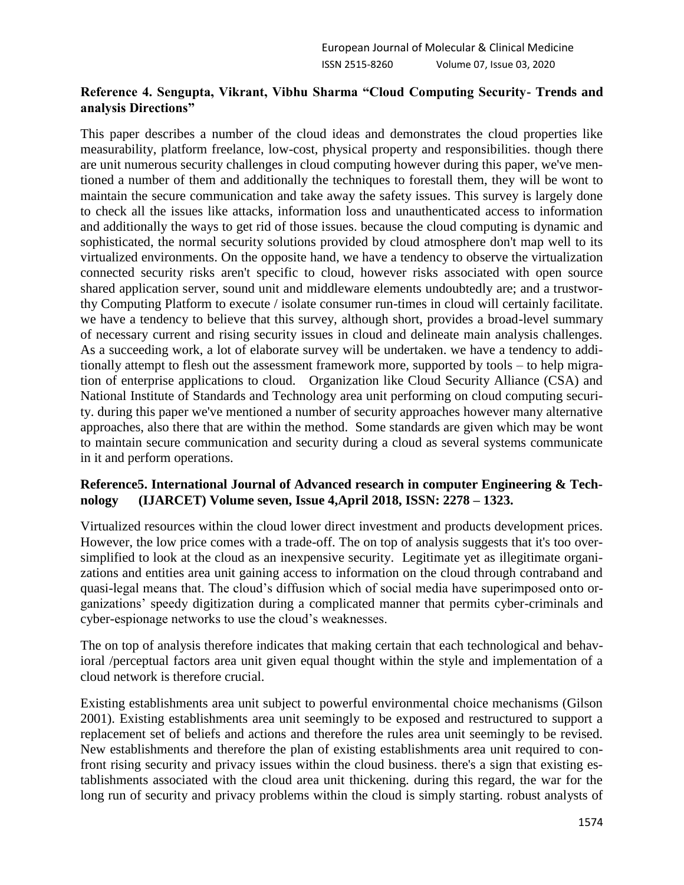### Reference 4. Sengupta, Vikrant, Vibhu Sharma "Cloud Computing Security- Trends and analysis Directions"

This paper describes a number of the cloud ideas and demonstrates the cloud properties like measurability, platform freelance, low-cost, physical property and responsibilities. though there are unit numerous security challenges in cloud computing however during this paper, we've mentioned a number of them and additionally the techniques to forestall them, they will be wont to maintain the secure communication and take away the safety issues. This survey is largely done to check all the issues like attacks, information loss and unauthenticated access to information and additionally the ways to get rid of those issues. because the cloud computing is dynamic and sophisticated, the normal security solutions provided by cloud atmosphere don't map well to its virtualized environments. On the opposite hand, we have a tendency to observe the virtualization connected security risks aren't specific to cloud, however risks associated with open source shared application server, sound unit and middleware elements undoubtedly are; and a trustworthy Computing Platform to execute / isolate consumer run-times in cloud will certainly facilitate. we have a tendency to believe that this survey, although short, provides a broad-level summary of necessary current and rising security issues in cloud and delineate main analysis challenges. As a succeeding work, a lot of elaborate survey will be undertaken. we have a tendency to additionally attempt to flesh out the assessment framework more, supported by tools – to help migration of enterprise applications to cloud. Organization like Cloud Security Alliance (CSA) and National Institute of Standards and Technology area unit performing on cloud computing security. during this paper we've mentioned a number of security approaches however many alternative approaches, also there that are within the method. Some standards are given which may be wont to maintain secure communication and security during a cloud as several systems communicate in it and perform operations.

### Reference5. International Journal of Advanced research in computer Engineering & Technology (IJARCET) Volume seven, Issue 4,April 2018, ISSN: 2278 – 1323.

Virtualized resources within the cloud lower direct investment and products development prices. However, the low price comes with a trade-off. The on top of analysis suggests that it's too oversimplified to look at the cloud as an inexpensive security. Legitimate yet as illegitimate organizations and entities area unit gaining access to information on the cloud through contraband and quasi-legal means that. The cloud's diffusion which of social media have superimposed onto organizations' speedy digitization during a complicated manner that permits cyber-criminals and cyber-espionage networks to use the cloud's weaknesses.

The on top of analysis therefore indicates that making certain that each technological and behavioral /perceptual factors area unit given equal thought within the style and implementation of a cloud network is therefore crucial.

Existing establishments area unit subject to powerful environmental choice mechanisms (Gilson 2001). Existing establishments area unit seemingly to be exposed and restructured to support a replacement set of beliefs and actions and therefore the rules area unit seemingly to be revised. New establishments and therefore the plan of existing establishments area unit required to confront rising security and privacy issues within the cloud business. there's a sign that existing establishments associated with the cloud area unit thickening. during this regard, the war for the long run of security and privacy problems within the cloud is simply starting. robust analysts of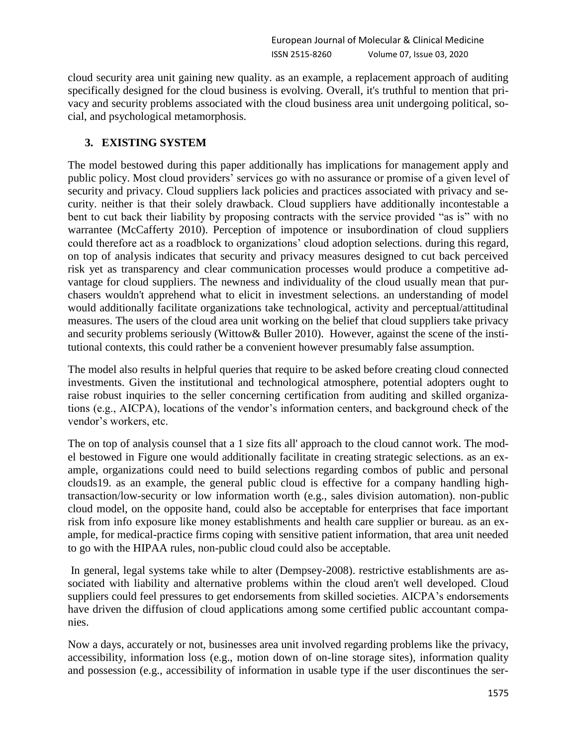cloud security area unit gaining new quality. as an example, a replacement approach of auditing specifically designed for the cloud business is evolving. Overall, it's truthful to mention that privacy and security problems associated with the cloud business area unit undergoing political, social, and psychological metamorphosis.

## 3. EXISTING SYSTEM

The model bestowed during this paper additionally has implications for management apply and public policy. Most cloud providers' services go with no assurance or promise of a given level of security and privacy. Cloud suppliers lack policies and practices associated with privacy and security. neither is that their solely drawback. Cloud suppliers have additionally incontestable a bent to cut back their liability by proposing contracts with the service provided "as is" with no warrantee (McCafferty 2010). Perception of impotence or insubordination of cloud suppliers could therefore act as a roadblock to organizations' cloud adoption selections. during this regard, on top of analysis indicates that security and privacy measures designed to cut back perceived risk yet as transparency and clear communication processes would produce a competitive advantage for cloud suppliers. The newness and individuality of the cloud usually mean that purchasers wouldn't apprehend what to elicit in investment selections. an understanding of model would additionally facilitate organizations take technological, activity and perceptual/attitudinal measures. The users of the cloud area unit working on the belief that cloud suppliers take privacy and security problems seriously (Wittow& Buller 2010). However, against the scene of the institutional contexts, this could rather be a convenient however presumably false assumption.

The model also results in helpful queries that require to be asked before creating cloud connected investments. Given the institutional and technological atmosphere, potential adopters ought to raise robust inquiries to the seller concerning certification from auditing and skilled organizations (e.g., AICPA), locations of the vendor's information centers, and background check of the vendor's workers, etc.

The on top of analysis counsel that a 1 size fits all' approach to the cloud cannot work. The model bestowed in Figure one would additionally facilitate in creating strategic selections. as an example, organizations could need to build selections regarding combos of public and personal clouds19. as an example, the general public cloud is effective for a company handling high-transaction/low-security or low information worth (e.g., sales division automation). non-public cloud model, on the opposite hand, could also be acceptable for enterprises that face important risk from info exposure like money establishments and health care supplier or bureau. as an example, for medical-practice firms coping with sensitive patient information, that area unit needed to go with the HIPAA rules, non-public cloud could also be acceptable.

In general, legal systems take while to alter (Dempsey-2008). restrictive establishments are associated with liability and alternative problems within the cloud aren't well developed. Cloud suppliers could feel pressures to get endorsements from skilled societies. AICPA's endorsements have driven the diffusion of cloud applications among some certified public accountant companies.

Now a days, accurately or not, businesses area unit involved regarding problems like the privacy, accessibility, information loss (e.g., motion down of on-line storage sites), information quality and possession (e.g., accessibility of information in usable type if the user discontinues the ser-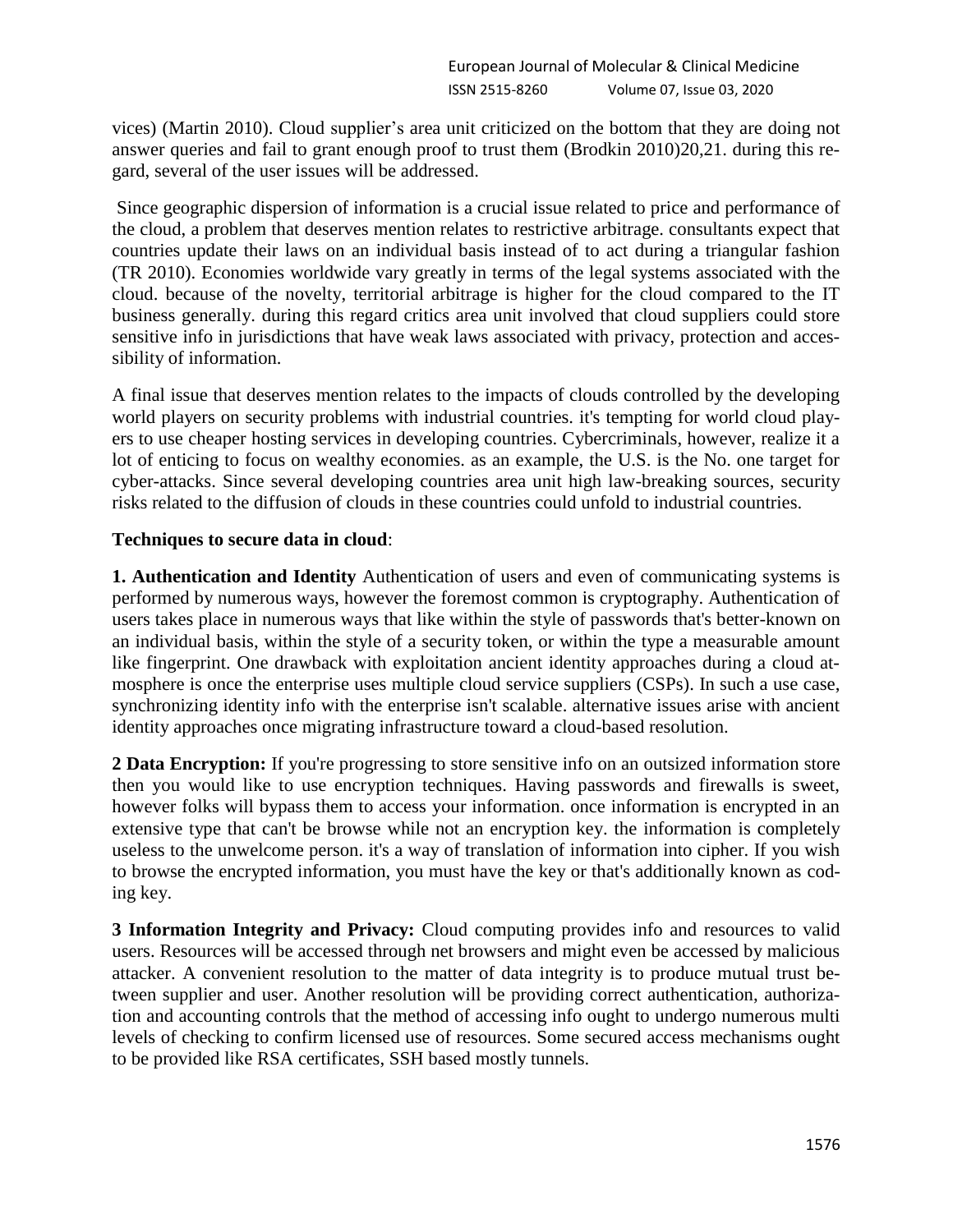vices) (Martin 2010). Cloud supplier's area unit criticized on the bottom that they are doing not answer queries and fail to grant enough proof to trust them (Brodkin 2010)20,21. during this regard, several of the user issues will be addressed.

Since geographic dispersion of information is a crucial issue related to price and performance of the cloud, a problem that deserves mention relates to restrictive arbitrage. consultants expect that countries update their laws on an individual basis instead of to act during a triangular fashion (TR 2010). Economies worldwide vary greatly in terms of the legal systems associated with the cloud. because of the novelty, territorial arbitrage is higher for the cloud compared to the IT business generally. during this regard critics area unit involved that cloud suppliers could store sensitive info in jurisdictions that have weak laws associated with privacy, protection and accessibility of information.

A final issue that deserves mention relates to the impacts of clouds controlled by the developing world players on security problems with industrial countries. it's tempting for world cloud players to use cheaper hosting services in developing countries. Cybercriminals, however, realize it a lot of enticing to focus on wealthy economies. as an example, the U.S. is the No. one target for cyber-attacks. Since several developing countries area unit high law-breaking sources, security risks related to the diffusion of clouds in these countries could unfold to industrial countries.

**Techniques to secure data in cloud**:

**1. Authentication and Identity** Authentication of users and even of communicating systems is performed by numerous ways, however the foremost common is cryptography. Authentication of users takes place in numerous ways that like within the style of passwords that's better-known on an individual basis, within the style of a security token, or within the type a measurable amount like fingerprint. One drawback with exploitation ancient identity approaches during a cloud atmosphere is once the enterprise uses multiple cloud service suppliers (CSPs). In such a use case, synchronizing identity info with the enterprise isn't scalable. alternative issues arise with ancient identity approaches once migrating infrastructure toward a cloud-based resolution.

**2 Data Encryption:** If you're progressing to store sensitive info on an outsized information store then you would like to use encryption techniques. Having passwords and firewalls is sweet, however folks will bypass them to access your information. once information is encrypted in an extensive type that can't be browse while not an encryption key. the information is completely useless to the unwelcome person. it's a way of translation of information into cipher. If you wish to browse the encrypted information, you must have the key or that's additionally known as coding key.

**3 Information Integrity and Privacy:** Cloud computing provides info and resources to valid users. Resources will be accessed through net browsers and might even be accessed by malicious attacker. A convenient resolution to the matter of data integrity is to produce mutual trust between supplier and user. Another resolution will be providing correct authentication, authorization and accounting controls that the method of accessing info ought to undergo numerous multi levels of checking to confirm licensed use of resources. Some secured access mechanisms ought to be provided like RSA certificates, SSH based mostly tunnels.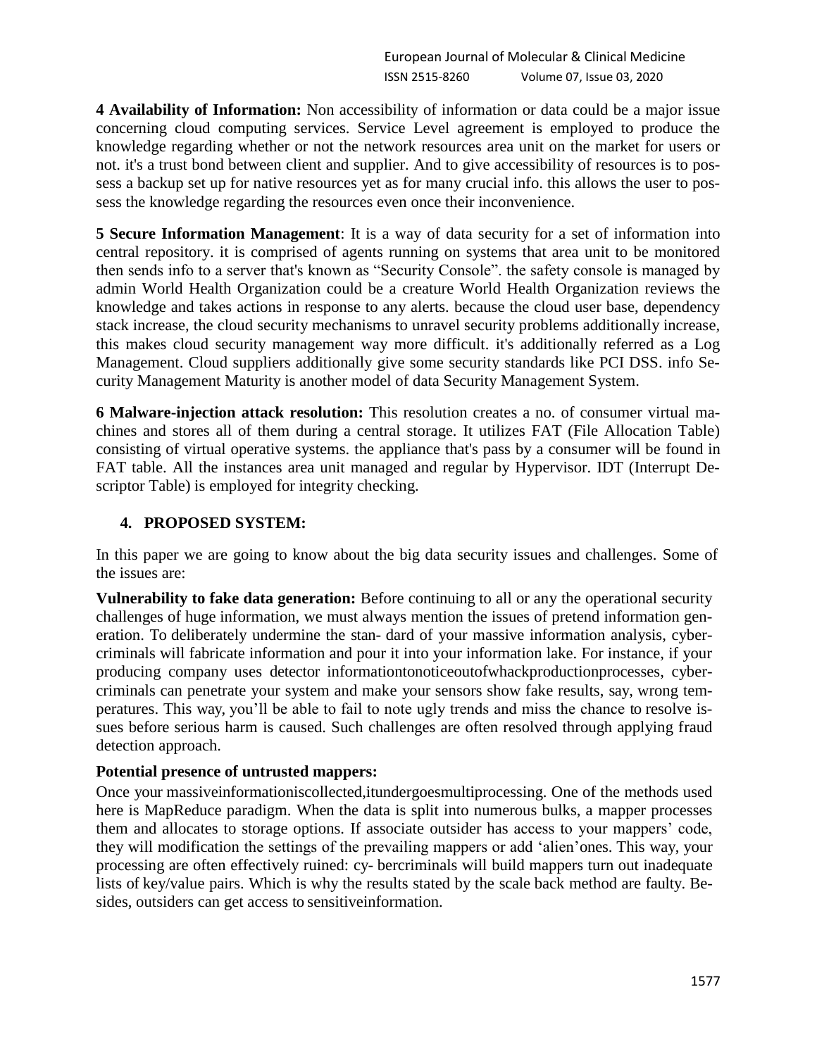**4 Availability of Information:** Non accessibility of information or data could be a major issue concerning cloud computing services. Service Level agreement is employed to produce the knowledge regarding whether or not the network resources area unit on the market for users or not. it's a trust bond between client and supplier. And to give accessibility of resources is to possess a backup set up for native resources yet as for many crucial info. this allows the user to possess the knowledge regarding the resources even once their inconvenience.

**5 Secure Information Management**: It is a way of data security for a set of information into central repository. it is comprised of agents running on systems that area unit to be monitored then sends info to a server that's known as "Security Console". the safety console is managed by admin World Health Organization could be a creature World Health Organization reviews the knowledge and takes actions in response to any alerts. because the cloud user base, dependency stack increase, the cloud security mechanisms to unravel security problems additionally increase, this makes cloud security management way more difficult. it's additionally referred as a Log Management. Cloud suppliers additionally give some security standards like PCI DSS. info Security Management Maturity is another model of data Security Management System.

**6 Malware-injection attack resolution:** This resolution creates a no. of consumer virtual machines and stores all of them during a central storage. It utilizes FAT (File Allocation Table) consisting of virtual operative systems. the appliance that's pass by a consumer will be found in FAT table. All the instances area unit managed and regular by Hypervisor. IDT (Interrupt Descriptor Table) is employed for integrity checking.

## 4. PROPOSED SYSTEM:

In this paper we are going to know about the big data security issues and challenges. Some of the issues are:

**Vulnerability to fake data generation:** Before continuing to all or any the operational security challenges of huge information, we must always mention the issues of pretend information generation. To deliberately undermine the stan- dard of your massive information analysis, cybercriminals will fabricate information and pour it into your information lake. For instance, if your producing company uses detector informationtonoticeoutofwhackproductionprocesses, cybercriminals can penetrate your system and make your sensors show fake results, say, wrong temperatures. This way, you'll be able to fail to note ugly trends and miss the chance to resolve issues before serious harm is caused. Such challenges are often resolved through applying fraud detection approach.

**Potential presence of untrusted mappers:**

Once your massiveinformationiscollected,itundergoesmultiprocessing. One of the methods used here is MapReduce paradigm. When the data is split into numerous bulks, a mapper processes them and allocates to storage options. If associate outsider has access to your mappers' code, they will modification the settings of the prevailing mappers or add 'alien'ones. This way, your processing are often effectively ruined: cy- bercriminals will build mappers turn out inadequate lists of key/value pairs. Which is why the results stated by the scale back method are faulty. Besides, outsiders can get access to sensitiveinformation.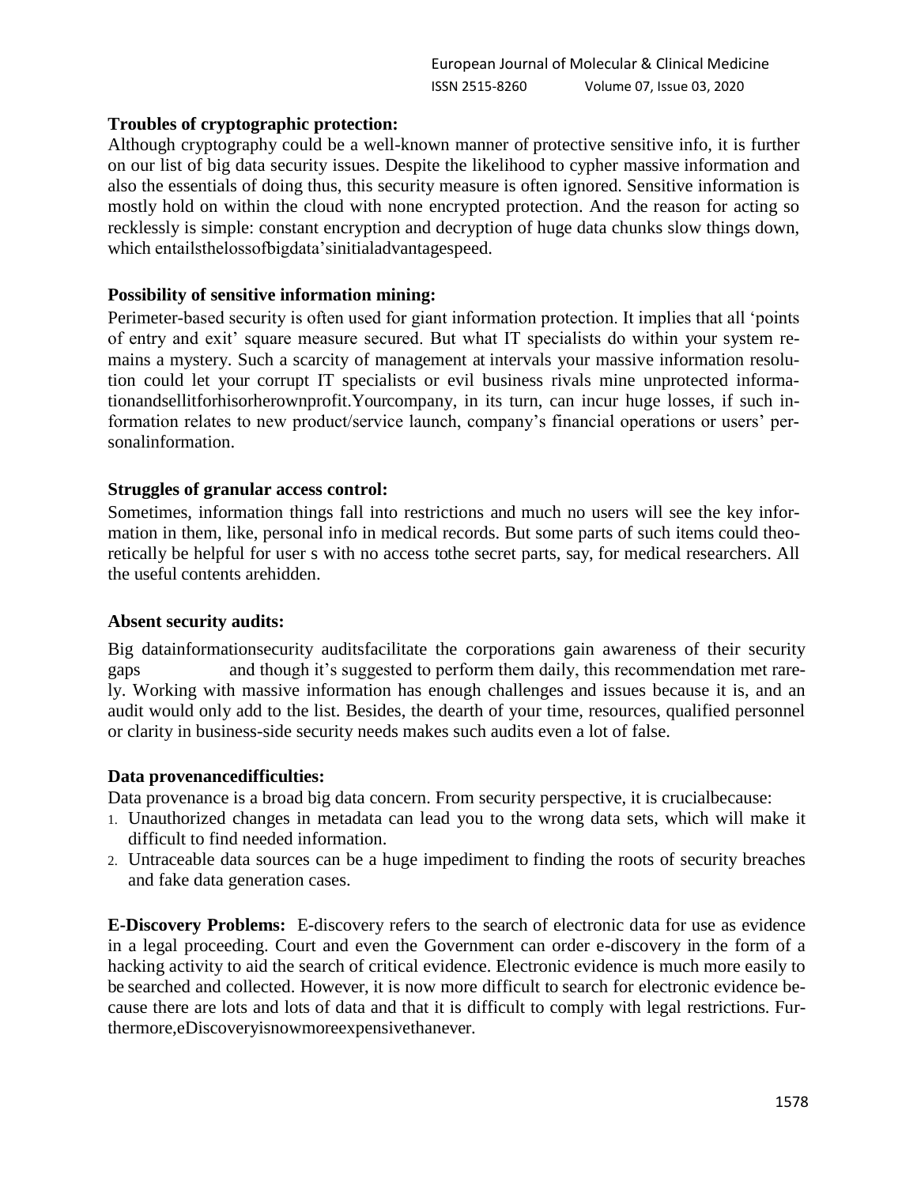**Troubles of cryptographic protection:**

Although cryptography could be a well-known manner of protective sensitive info, it is further on our list of big data security issues. Despite the likelihood to cypher massive information and also the essentials of doing thus, this security measure is often ignored. Sensitive information is mostly hold on within the cloud with none encrypted protection. And the reason for acting so recklessly is simple: constant encryption and decryption of huge data chunks slow things down, which entailsthelossofbigdata'sinitialadvantagespeed.

**Possibility of sensitive information mining:**

Perimeter-based security is often used for giant information protection. It implies that all 'points of entry and exit' square measure secured. But what IT specialists do within your system remains a mystery. Such a scarcity of management at intervals your massive information resolution could let your corrupt IT specialists or evil business rivals mine unprotected informationandsellitforhisorherownprofit.Yourcompany, in its turn, can incur huge losses, if such information relates to new product/service launch, company's financial operations or users' personalinformation.

**Struggles of granular access control:**

Sometimes, information things fall into restrictions and much no users will see the key information in them, like, personal info in medical records. But some parts of such items could theoretically be helpful for user s with no access tothe secret parts, say, for medical researchers. All the useful contents arehidden.

**Absent security audits:**

Big datainformationsecurity auditsfacilitate the corporations gain awareness of their security gaps and though it's suggested to perform them daily, this recommendation met rarely. Working with massive information has enough challenges and issues because it is, and an audit would only add to the list. Besides, the dearth of your time, resources, qualified personnel or clarity in business-side security needs makes such audits even a lot of false.

**Data provenancedifficulties:**

Data provenance is a broad big data concern. From security perspective, it is crucialbecause:

1. Unauthorized changes in metadata can lead you to the wrong data sets, which will make it difficult to find needed information.
2. Untraceable data sources can be a huge impediment to finding the roots of security breaches and fake data generation cases.

**E-Discovery Problems:** E-discovery refers to the search of electronic data for use as evidence in a legal proceeding. Court and even the Government can order e-discovery in the form of a hacking activity to aid the search of critical evidence. Electronic evidence is much more easily to be searched and collected. However, it is now more difficult to search for electronic evidence because there are lots and lots of data and that it is difficult to comply with legal restrictions. Furthermore,eDiscoveryisnowmoreexpensivethanever.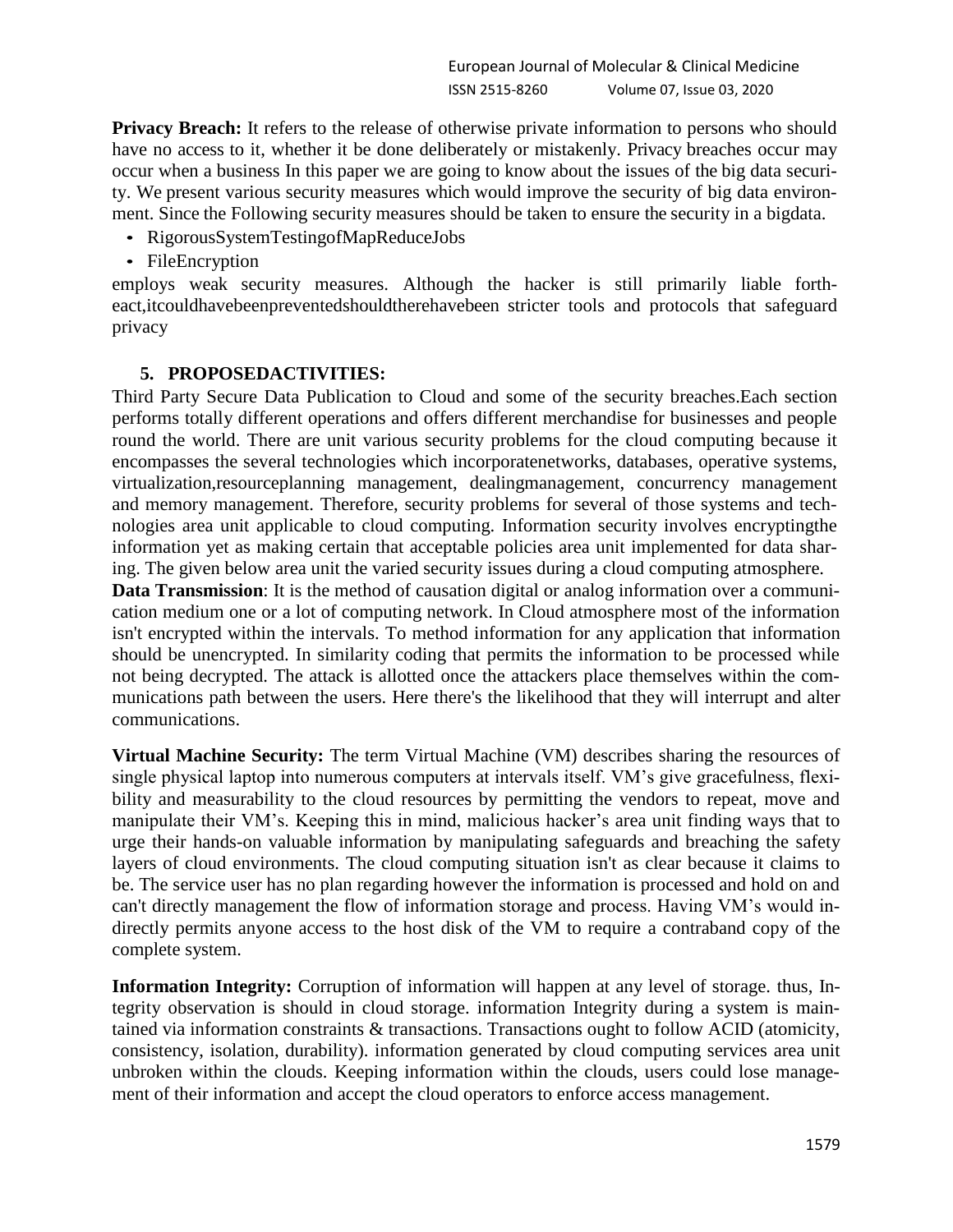**Privacy Breach:** It refers to the release of otherwise private information to persons who should have no access to it, whether it be done deliberately or mistakenly. Privacy breaches occur may occur when a business In this paper we are going to know about the issues of the big data security. We present various security measures which would improve the security of big data environment. Since the Following security measures should be taken to ensure the security in a bigdata.

- RigorousSystemTestingofMapReduceJobs
- FileEncryption

employs weak security measures. Although the hacker is still primarily liable fortheact,itcouldhavebeenpreventedshouldtherehavebeen stricter tools and protocols that safeguard privacy

## 5. PROPOSEDACTIVITIES:

Third Party Secure Data Publication to Cloud and some of the security breaches.Each section performs totally different operations and offers different merchandise for businesses and people round the world. There are unit various security problems for the cloud computing because it encompasses the several technologies which incorporatenetworks, databases, operative systems, virtualization,resourceplanning management, dealingmanagement, concurrency management and memory management. Therefore, security problems for several of those systems and technologies area unit applicable to cloud computing. Information security involves encryptingthe information yet as making certain that acceptable policies area unit implemented for data sharing. The given below area unit the varied security issues during a cloud computing atmosphere.

**Data Transmission**: It is the method of causation digital or analog information over a communication medium one or a lot of computing network. In Cloud atmosphere most of the information isn't encrypted within the intervals. To method information for any application that information should be unencrypted. In similarity coding that permits the information to be processed while not being decrypted. The attack is allotted once the attackers place themselves within the communications path between the users. Here there's the likelihood that they will interrupt and alter communications.

**Virtual Machine Security:** The term Virtual Machine (VM) describes sharing the resources of single physical laptop into numerous computers at intervals itself. VM's give gracefulness, flexibility and measurability to the cloud resources by permitting the vendors to repeat, move and manipulate their VM's. Keeping this in mind, malicious hacker's area unit finding ways that to urge their hands-on valuable information by manipulating safeguards and breaching the safety layers of cloud environments. The cloud computing situation isn't as clear because it claims to be. The service user has no plan regarding however the information is processed and hold on and can't directly management the flow of information storage and process. Having VM's would indirectly permits anyone access to the host disk of the VM to require a contraband copy of the complete system.

**Information Integrity:** Corruption of information will happen at any level of storage. thus, Integrity observation is should in cloud storage. information Integrity during a system is maintained via information constraints & transactions. Transactions ought to follow ACID (atomicity, consistency, isolation, durability). information generated by cloud computing services area unit unbroken within the clouds. Keeping information within the clouds, users could lose management of their information and accept the cloud operators to enforce access management.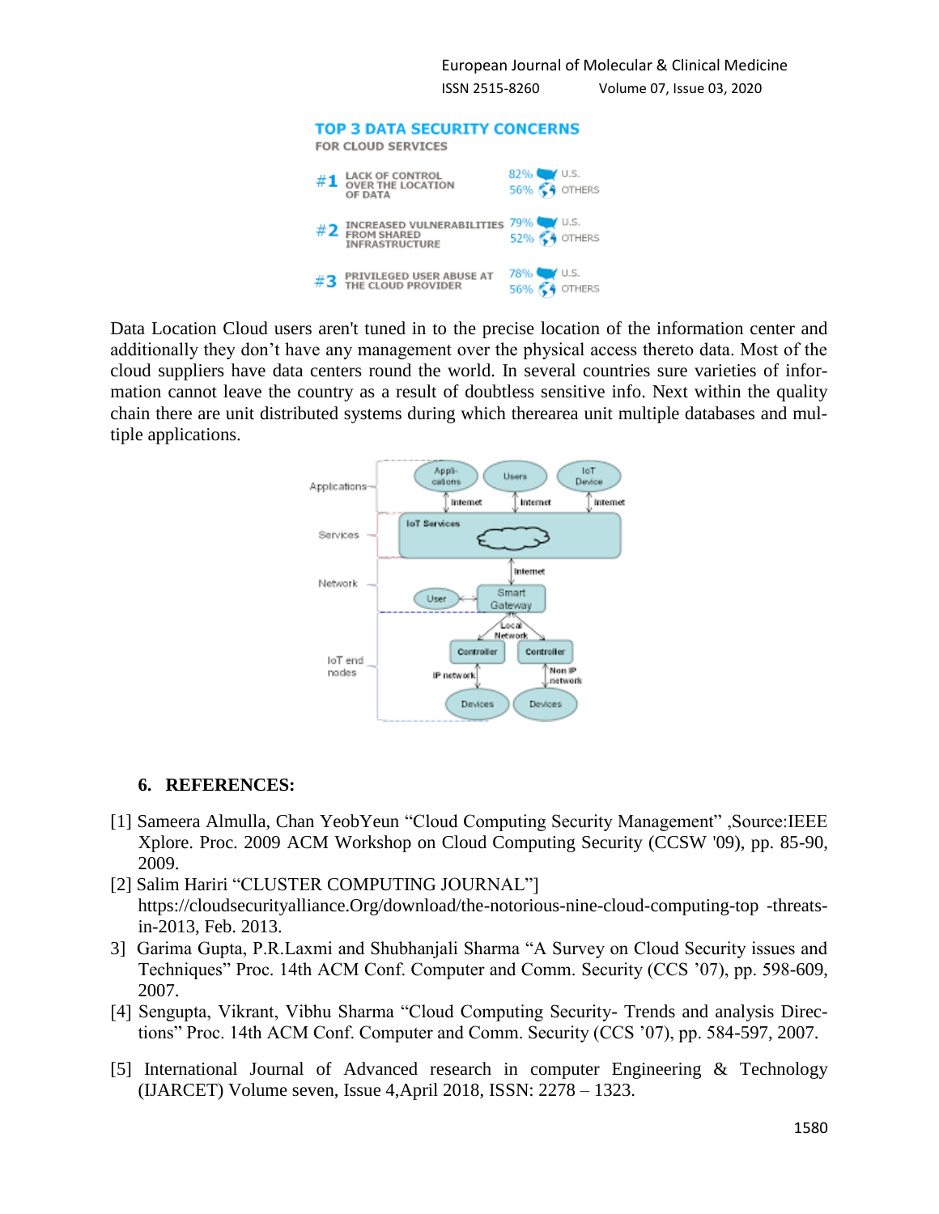Data Location Cloud users aren't tuned in to the precise location of the information center and additionally they don't have any management over the physical access thereto data. Most of the cloud suppliers have data centers round the world. In several countries sure varieties of information cannot leave the country as a result of doubtless sensitive info. Next within the quality chain there are unit distributed systems during which therearea unit multiple databases and multiple applications.

### 6. REFERENCES:

[1] Sameera Almulla, Chan YeobYeun "Cloud Computing Security Management" ,Source:IEEE Xplore. Proc. 2009 ACM Workshop on Cloud Computing Security (CCSW '09), pp. 85-90, 2009.

[2] Salim Hariri "CLUSTER COMPUTING JOURNAL"] https://cloudsecurityalliance.Org/download/the-notorious-nine-cloud-computing-top -threats-in-2013, Feb. 2013.

3] Garima Gupta, P.R.Laxmi and Shubhanjali Sharma "A Survey on Cloud Security issues and Techniques" Proc. 14th ACM Conf. Computer and Comm. Security (CCS '07), pp. 598-609, 2007.

[4] Sengupta, Vikrant, Vibhu Sharma "Cloud Computing Security- Trends and analysis Directions" Proc. 14th ACM Conf. Computer and Comm. Security (CCS '07), pp. 584-597, 2007.

[5] International Journal of Advanced research in computer Engineering & Technology (IJARCET) Volume seven, Issue 4,April 2018, ISSN: 2278 – 1323.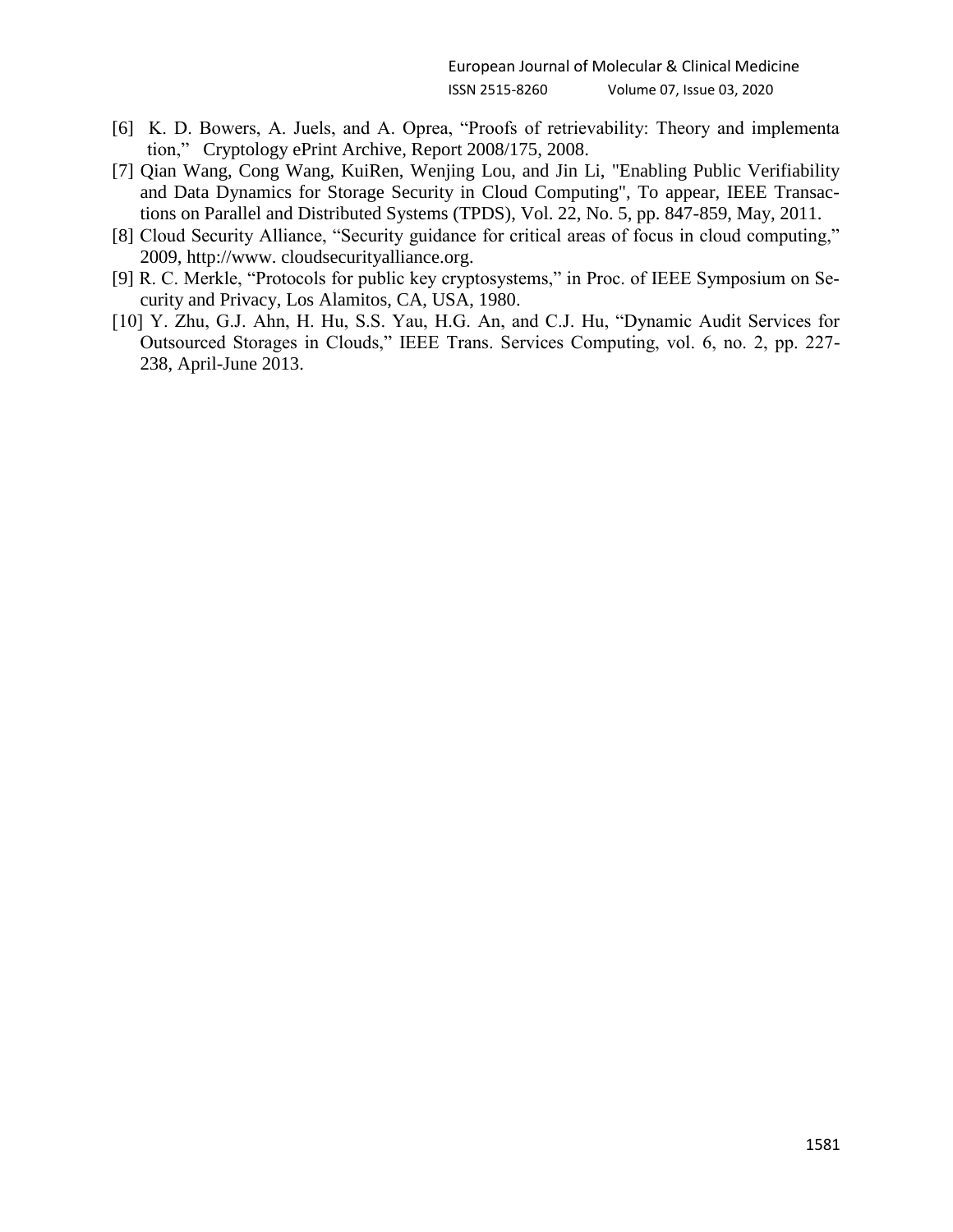[6] K. D. Bowers, A. Juels, and A. Oprea, "Proofs of retrievability: Theory and implementa tion," Cryptology ePrint Archive, Report 2008/175, 2008.

[7] Qian Wang, Cong Wang, KuiRen, Wenjing Lou, and Jin Li, "Enabling Public Verifiability and Data Dynamics for Storage Security in Cloud Computing", To appear, IEEE Transactions on Parallel and Distributed Systems (TPDS), Vol. 22, No. 5, pp. 847-859, May, 2011.

[8] Cloud Security Alliance, "Security guidance for critical areas of focus in cloud computing," 2009, http://www. cloudsecurityalliance.org.

[9] R. C. Merkle, "Protocols for public key cryptosystems," in Proc. of IEEE Symposium on Security and Privacy, Los Alamitos, CA, USA, 1980.

[10] Y. Zhu, G.J. Ahn, H. Hu, S.S. Yau, H.G. An, and C.J. Hu, "Dynamic Audit Services for Outsourced Storages in Clouds," IEEE Trans. Services Computing, vol. 6, no. 2, pp. 227-238, April-June 2013.